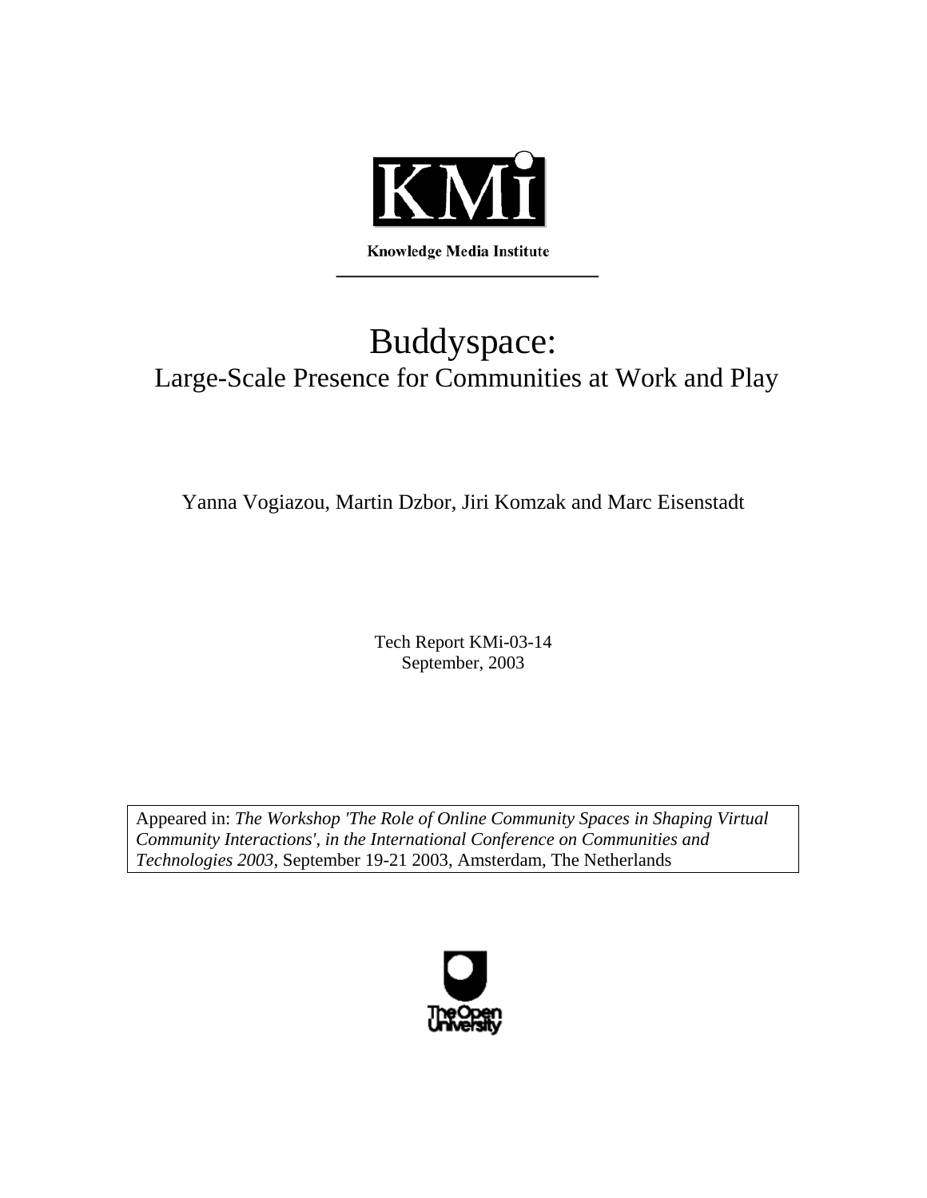KMi

**Knowledge Media Institute**

# Buddyspace:
## Large-Scale Presence for Communities at Work and Play

Yanna Vogiazou, Martin Dzbor, Jiri Komzak and Marc Eisenstadt

Tech Report KMi-03-14
September, 2003

Appeared in: *The Workshop 'The Role of Online Community Spaces in Shaping Virtual Community Interactions', in the International Conference on Communities and Technologies 2003,* September 19-21 2003, Amsterdam, The Netherlands

The Open University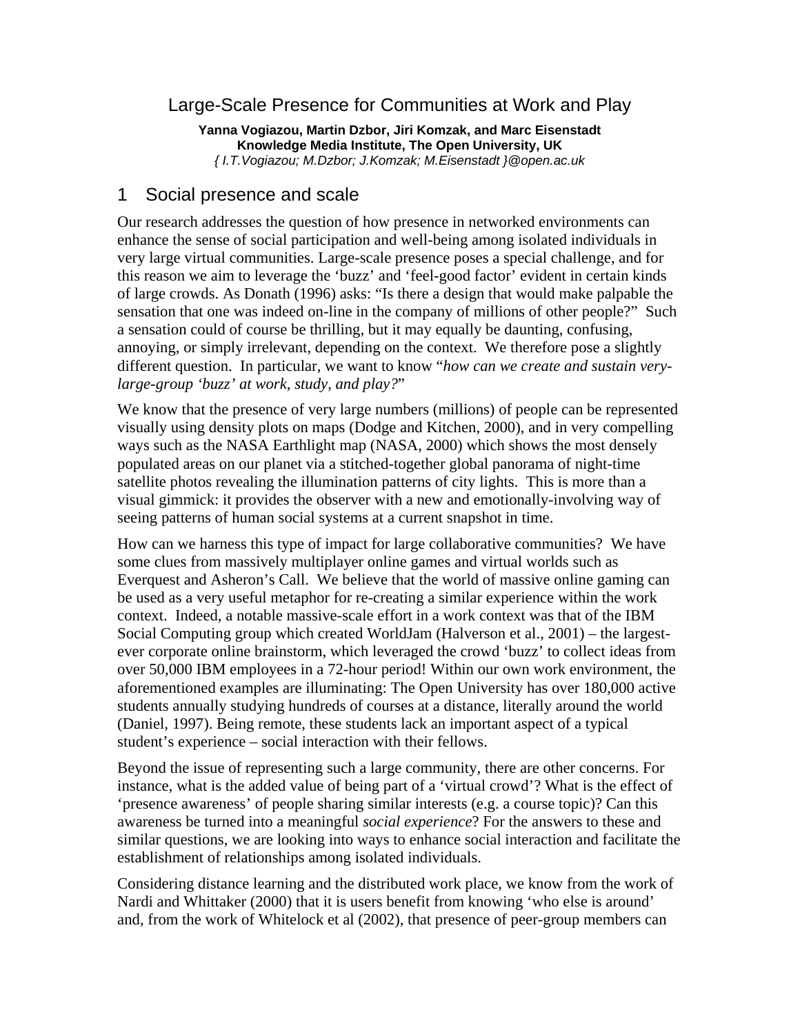# Large-Scale Presence for Communities at Work and Play

**Yanna Vogiazou, Martin Dzbor, Jiri Komzak, and Marc Eisenstadt**
**Knowledge Media Institute, The Open University, UK**
*{ I.T.Vogiazou; M.Dzbor; J.Komzak; M.Eisenstadt }@open.ac.uk*

## 1 Social presence and scale

Our research addresses the question of how presence in networked environments can enhance the sense of social participation and well-being among isolated individuals in very large virtual communities. Large-scale presence poses a special challenge, and for this reason we aim to leverage the 'buzz' and 'feel-good factor' evident in certain kinds of large crowds. As Donath (1996) asks: "Is there a design that would make palpable the sensation that one was indeed on-line in the company of millions of other people?" Such a sensation could of course be thrilling, but it may equally be daunting, confusing, annoying, or simply irrelevant, depending on the context. We therefore pose a slightly different question. In particular, we want to know "*how can we create and sustain very-large-group 'buzz' at work, study, and play?*"

We know that the presence of very large numbers (millions) of people can be represented visually using density plots on maps (Dodge and Kitchen, 2000), and in very compelling ways such as the NASA Earthlight map (NASA, 2000) which shows the most densely populated areas on our planet via a stitched-together global panorama of night-time satellite photos revealing the illumination patterns of city lights. This is more than a visual gimmick: it provides the observer with a new and emotionally-involving way of seeing patterns of human social systems at a current snapshot in time.

How can we harness this type of impact for large collaborative communities? We have some clues from massively multiplayer online games and virtual worlds such as Everquest and Asheron's Call. We believe that the world of massive online gaming can be used as a very useful metaphor for re-creating a similar experience within the work context. Indeed, a notable massive-scale effort in a work context was that of the IBM Social Computing group which created WorldJam (Halverson et al., 2001) – the largest-ever corporate online brainstorm, which leveraged the crowd 'buzz' to collect ideas from over 50,000 IBM employees in a 72-hour period! Within our own work environment, the aforementioned examples are illuminating: The Open University has over 180,000 active students annually studying hundreds of courses at a distance, literally around the world (Daniel, 1997). Being remote, these students lack an important aspect of a typical student's experience – social interaction with their fellows.

Beyond the issue of representing such a large community, there are other concerns. For instance, what is the added value of being part of a 'virtual crowd'? What is the effect of 'presence awareness' of people sharing similar interests (e.g. a course topic)? Can this awareness be turned into a meaningful *social experience*? For the answers to these and similar questions, we are looking into ways to enhance social interaction and facilitate the establishment of relationships among isolated individuals.

Considering distance learning and the distributed work place, we know from the work of Nardi and Whittaker (2000) that it is users benefit from knowing 'who else is around' and, from the work of Whitelock et al (2002), that presence of peer-group members can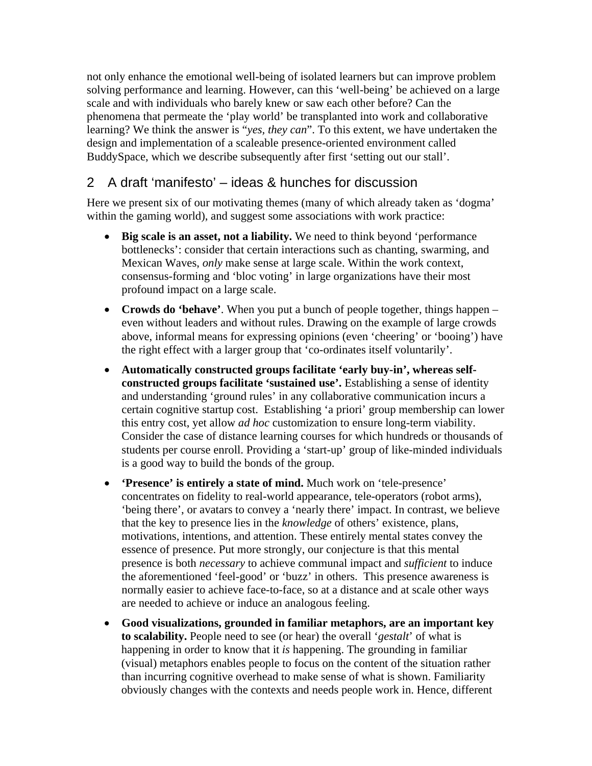not only enhance the emotional well-being of isolated learners but can improve problem solving performance and learning. However, can this 'well-being' be achieved on a large scale and with individuals who barely knew or saw each other before? Can the phenomena that permeate the 'play world' be transplanted into work and collaborative learning? We think the answer is "*yes, they can*". To this extent, we have undertaken the design and implementation of a scaleable presence-oriented environment called BuddySpace, which we describe subsequently after first 'setting out our stall'.

## 2 A draft 'manifesto' – ideas & hunches for discussion

Here we present six of our motivating themes (many of which already taken as 'dogma' within the gaming world), and suggest some associations with work practice:

- **Big scale is an asset, not a liability.** We need to think beyond 'performance bottlenecks': consider that certain interactions such as chanting, swarming, and Mexican Waves, *only* make sense at large scale. Within the work context, consensus-forming and 'bloc voting' in large organizations have their most profound impact on a large scale.
- **Crowds do 'behave'**. When you put a bunch of people together, things happen – even without leaders and without rules. Drawing on the example of large crowds above, informal means for expressing opinions (even 'cheering' or 'booing') have the right effect with a larger group that 'co-ordinates itself voluntarily'.
- **Automatically constructed groups facilitate 'early buy-in', whereas self-constructed groups facilitate 'sustained use'.** Establishing a sense of identity and understanding 'ground rules' in any collaborative communication incurs a certain cognitive startup cost. Establishing 'a priori' group membership can lower this entry cost, yet allow *ad hoc* customization to ensure long-term viability. Consider the case of distance learning courses for which hundreds or thousands of students per course enroll. Providing a 'start-up' group of like-minded individuals is a good way to build the bonds of the group.
- **'Presence' is entirely a state of mind.** Much work on 'tele-presence' concentrates on fidelity to real-world appearance, tele-operators (robot arms), 'being there', or avatars to convey a 'nearly there' impact. In contrast, we believe that the key to presence lies in the *knowledge* of others' existence, plans, motivations, intentions, and attention. These entirely mental states convey the essence of presence. Put more strongly, our conjecture is that this mental presence is both *necessary* to achieve communal impact and *sufficient* to induce the aforementioned 'feel-good' or 'buzz' in others. This presence awareness is normally easier to achieve face-to-face, so at a distance and at scale other ways are needed to achieve or induce an analogous feeling.
- **Good visualizations, grounded in familiar metaphors, are an important key to scalability.** People need to see (or hear) the overall '*gestalt*' of what is happening in order to know that it *is* happening. The grounding in familiar (visual) metaphors enables people to focus on the content of the situation rather than incurring cognitive overhead to make sense of what is shown. Familiarity obviously changes with the contexts and needs people work in. Hence, different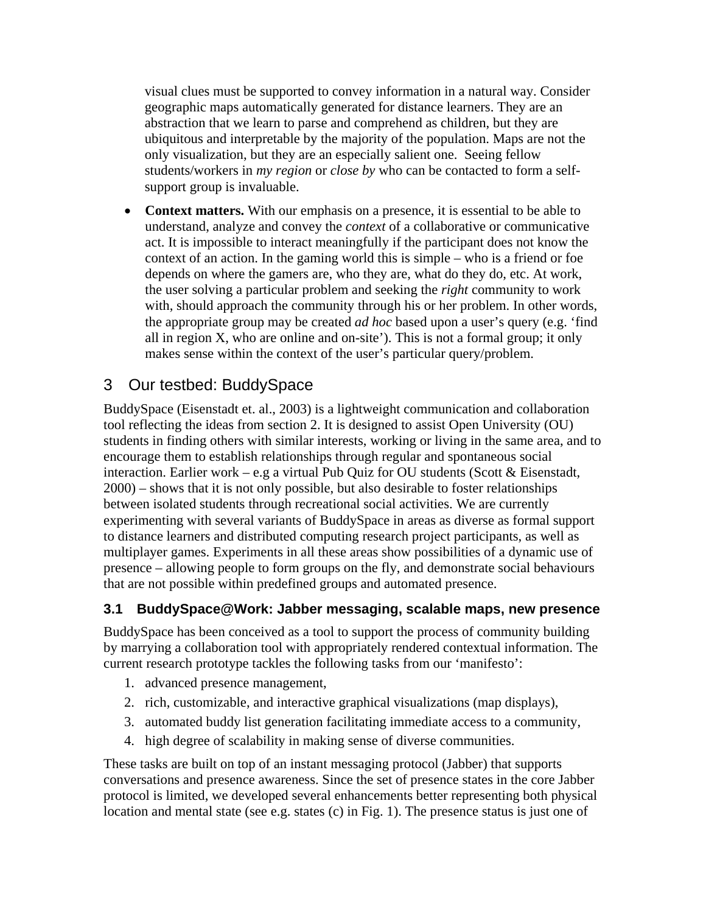visual clues must be supported to convey information in a natural way. Consider geographic maps automatically generated for distance learners. They are an abstraction that we learn to parse and comprehend as children, but they are ubiquitous and interpretable by the majority of the population. Maps are not the only visualization, but they are an especially salient one. Seeing fellow students/workers in *my region* or *close by* who can be contacted to form a self-support group is invaluable.

- **Context matters.** With our emphasis on a presence, it is essential to be able to understand, analyze and convey the *context* of a collaborative or communicative act. It is impossible to interact meaningfully if the participant does not know the context of an action. In the gaming world this is simple – who is a friend or foe depends on where the gamers are, who they are, what do they do, etc. At work, the user solving a particular problem and seeking the *right* community to work with, should approach the community through his or her problem. In other words, the appropriate group may be created *ad hoc* based upon a user's query (e.g. 'find all in region X, who are online and on-site'). This is not a formal group; it only makes sense within the context of the user's particular query/problem.

# 3 Our testbed: BuddySpace

BuddySpace (Eisenstadt et. al., 2003) is a lightweight communication and collaboration tool reflecting the ideas from section 2. It is designed to assist Open University (OU) students in finding others with similar interests, working or living in the same area, and to encourage them to establish relationships through regular and spontaneous social interaction. Earlier work – e.g a virtual Pub Quiz for OU students (Scott & Eisenstadt, 2000) – shows that it is not only possible, but also desirable to foster relationships between isolated students through recreational social activities. We are currently experimenting with several variants of BuddySpace in areas as diverse as formal support to distance learners and distributed computing research project participants, as well as multiplayer games. Experiments in all these areas show possibilities of a dynamic use of presence – allowing people to form groups on the fly, and demonstrate social behaviours that are not possible within predefined groups and automated presence.

## 3.1 BuddySpace@Work: Jabber messaging, scalable maps, new presence

BuddySpace has been conceived as a tool to support the process of community building by marrying a collaboration tool with appropriately rendered contextual information. The current research prototype tackles the following tasks from our 'manifesto':

1. advanced presence management,
2. rich, customizable, and interactive graphical visualizations (map displays),
3. automated buddy list generation facilitating immediate access to a community,
4. high degree of scalability in making sense of diverse communities.

These tasks are built on top of an instant messaging protocol (Jabber) that supports conversations and presence awareness. Since the set of presence states in the core Jabber protocol is limited, we developed several enhancements better representing both physical location and mental state (see e.g. states (c) in Fig. 1). The presence status is just one of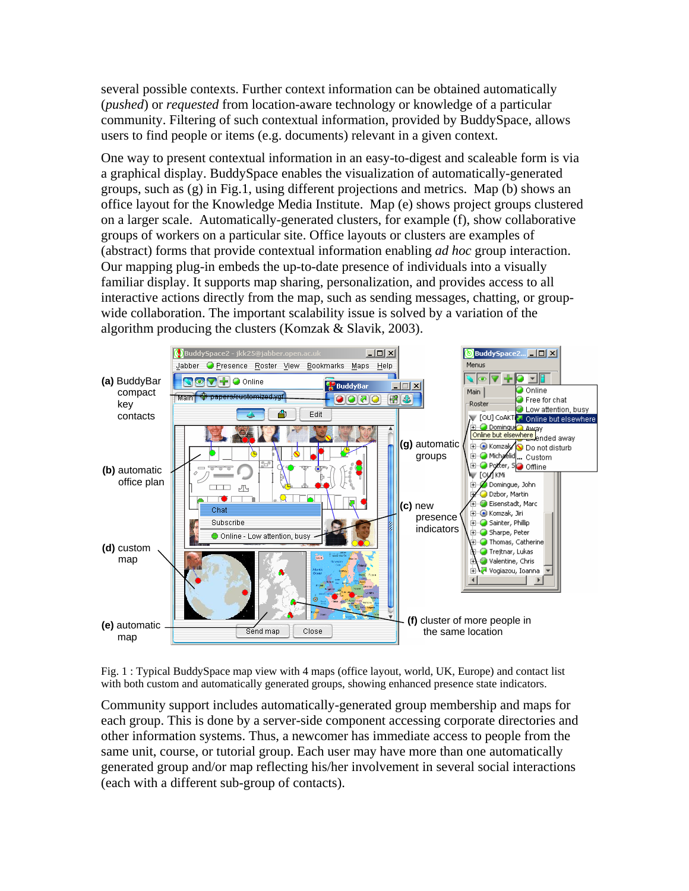several possible contexts. Further context information can be obtained automatically (*pushed*) or *requested* from location-aware technology or knowledge of a particular community. Filtering of such contextual information, provided by BuddySpace, allows users to find people or items (e.g. documents) relevant in a given context.

One way to present contextual information in an easy-to-digest and scaleable form is via a graphical display. BuddySpace enables the visualization of automatically-generated groups, such as (g) in Fig.1, using different projections and metrics. Map (b) shows an office layout for the Knowledge Media Institute. Map (e) shows project groups clustered on a larger scale. Automatically-generated clusters, for example (f), show collaborative groups of workers on a particular site. Office layouts or clusters are examples of (abstract) forms that provide contextual information enabling *ad hoc* group interaction. Our mapping plug-in embeds the up-to-date presence of individuals into a visually familiar display. It supports map sharing, personalization, and provides access to all interactive actions directly from the map, such as sending messages, chatting, or group-wide collaboration. The important scalability issue is solved by a variation of the algorithm producing the clusters (Komzak & Slavik, 2003).

Fig. 1 : Typical BuddySpace map view with 4 maps (office layout, world, UK, Europe) and contact list with both custom and automatically generated groups, showing enhanced presence state indicators.

Community support includes automatically-generated group membership and maps for each group. This is done by a server-side component accessing corporate directories and other information systems. Thus, a newcomer has immediate access to people from the same unit, course, or tutorial group. Each user may have more than one automatically generated group and/or map reflecting his/her involvement in several social interactions (each with a different sub-group of contacts).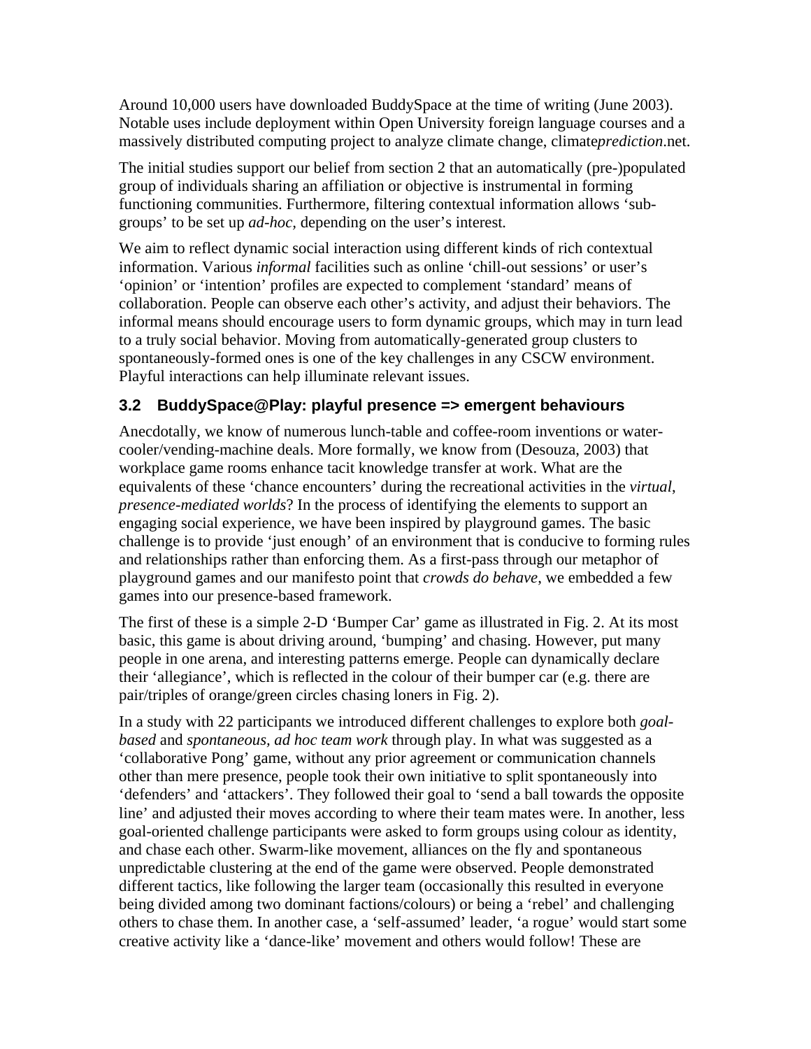Around 10,000 users have downloaded BuddySpace at the time of writing (June 2003). Notable uses include deployment within Open University foreign language courses and a massively distributed computing project to analyze climate change, climate*prediction*.net.

The initial studies support our belief from section 2 that an automatically (pre-)populated group of individuals sharing an affiliation or objective is instrumental in forming functioning communities. Furthermore, filtering contextual information allows 'sub-groups' to be set up *ad-hoc*, depending on the user's interest.

We aim to reflect dynamic social interaction using different kinds of rich contextual information. Various *informal* facilities such as online 'chill-out sessions' or user's 'opinion' or 'intention' profiles are expected to complement 'standard' means of collaboration. People can observe each other's activity, and adjust their behaviors. The informal means should encourage users to form dynamic groups, which may in turn lead to a truly social behavior. Moving from automatically-generated group clusters to spontaneously-formed ones is one of the key challenges in any CSCW environment. Playful interactions can help illuminate relevant issues.

### 3.2 BuddySpace@Play: playful presence => emergent behaviours

Anecdotally, we know of numerous lunch-table and coffee-room inventions or water-cooler/vending-machine deals. More formally, we know from (Desouza, 2003) that workplace game rooms enhance tacit knowledge transfer at work. What are the equivalents of these 'chance encounters' during the recreational activities in the *virtual, presence-mediated worlds*? In the process of identifying the elements to support an engaging social experience, we have been inspired by playground games. The basic challenge is to provide 'just enough' of an environment that is conducive to forming rules and relationships rather than enforcing them. As a first-pass through our metaphor of playground games and our manifesto point that *crowds do behave*, we embedded a few games into our presence-based framework.

The first of these is a simple 2-D 'Bumper Car' game as illustrated in Fig. 2. At its most basic, this game is about driving around, 'bumping' and chasing. However, put many people in one arena, and interesting patterns emerge. People can dynamically declare their 'allegiance', which is reflected in the colour of their bumper car (e.g. there are pair/triples of orange/green circles chasing loners in Fig. 2).

In a study with 22 participants we introduced different challenges to explore both *goal-based* and *spontaneous, ad hoc team work* through play. In what was suggested as a 'collaborative Pong' game, without any prior agreement or communication channels other than mere presence, people took their own initiative to split spontaneously into 'defenders' and 'attackers'. They followed their goal to 'send a ball towards the opposite line' and adjusted their moves according to where their team mates were. In another, less goal-oriented challenge participants were asked to form groups using colour as identity, and chase each other. Swarm-like movement, alliances on the fly and spontaneous unpredictable clustering at the end of the game were observed. People demonstrated different tactics, like following the larger team (occasionally this resulted in everyone being divided among two dominant factions/colours) or being a 'rebel' and challenging others to chase them. In another case, a 'self-assumed' leader, 'a rogue' would start some creative activity like a 'dance-like' movement and others would follow! These are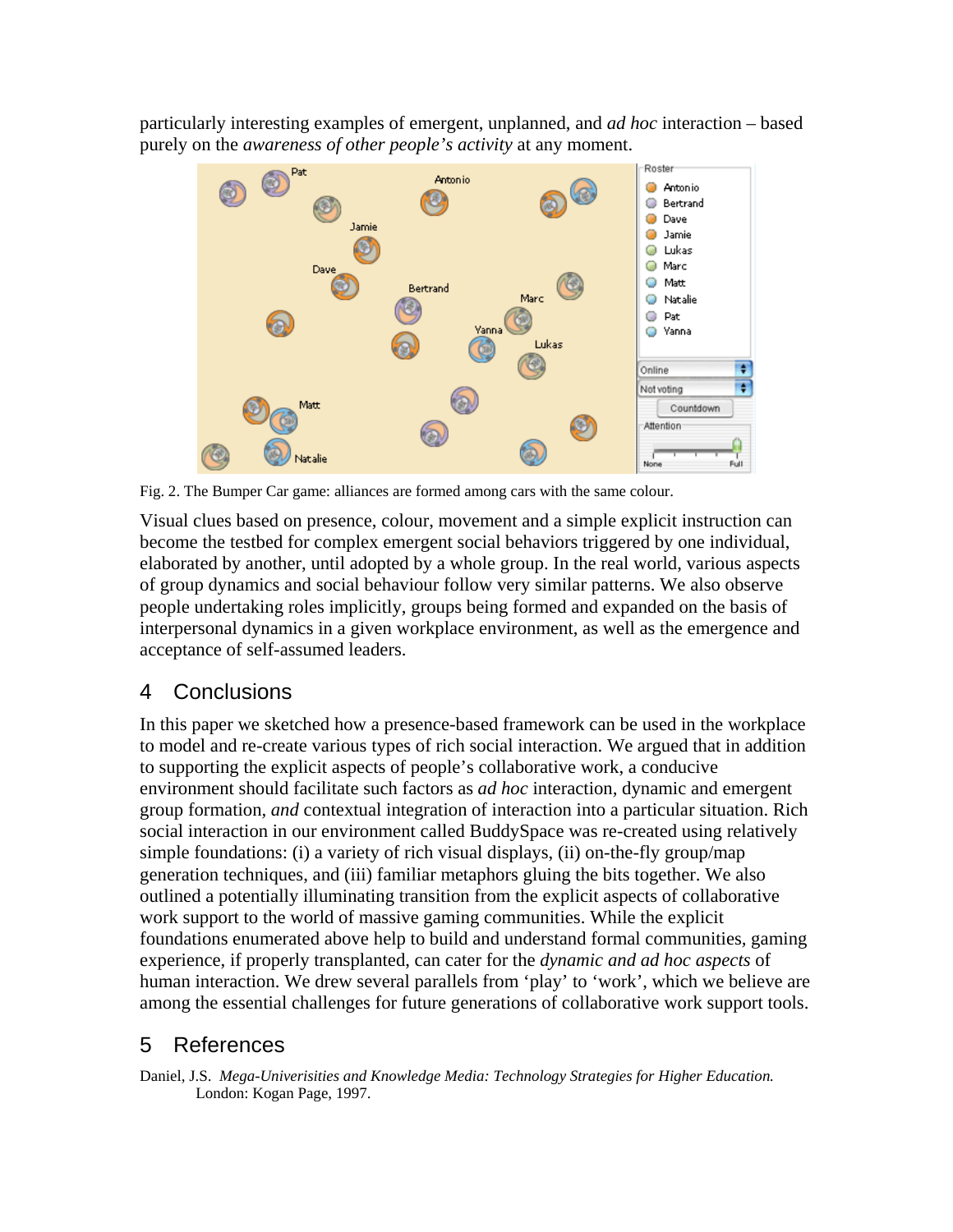particularly interesting examples of emergent, unplanned, and *ad hoc* interaction – based purely on the *awareness of other people's activity* at any moment.

Fig. 2. The Bumper Car game: alliances are formed among cars with the same colour.

Visual clues based on presence, colour, movement and a simple explicit instruction can become the testbed for complex emergent social behaviors triggered by one individual, elaborated by another, until adopted by a whole group. In the real world, various aspects of group dynamics and social behaviour follow very similar patterns. We also observe people undertaking roles implicitly, groups being formed and expanded on the basis of interpersonal dynamics in a given workplace environment, as well as the emergence and acceptance of self-assumed leaders.

## 4 Conclusions

In this paper we sketched how a presence-based framework can be used in the workplace to model and re-create various types of rich social interaction. We argued that in addition to supporting the explicit aspects of people's collaborative work, a conducive environment should facilitate such factors as *ad hoc* interaction, dynamic and emergent group formation, *and* contextual integration of interaction into a particular situation. Rich social interaction in our environment called BuddySpace was re-created using relatively simple foundations: (i) a variety of rich visual displays, (ii) on-the-fly group/map generation techniques, and (iii) familiar metaphors gluing the bits together. We also outlined a potentially illuminating transition from the explicit aspects of collaborative work support to the world of massive gaming communities. While the explicit foundations enumerated above help to build and understand formal communities, gaming experience, if properly transplanted, can cater for the *dynamic and ad hoc aspects* of human interaction. We drew several parallels from 'play' to 'work', which we believe are among the essential challenges for future generations of collaborative work support tools.

## 5 References

Daniel, J.S. *Mega-Univerisities and Knowledge Media: Technology Strategies for Higher Education.* London: Kogan Page, 1997.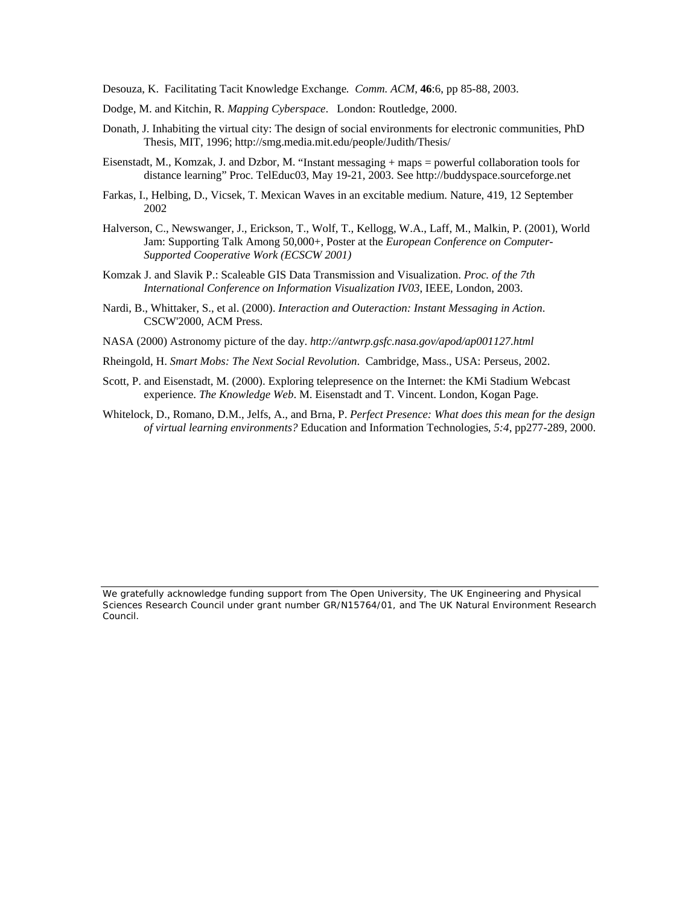Desouza, K. Facilitating Tacit Knowledge Exchange. *Comm. ACM*, **46**:6, pp 85-88, 2003.

Dodge, M. and Kitchin, R. *Mapping Cyberspace*. London: Routledge, 2000.

Donath, J. Inhabiting the virtual city: The design of social environments for electronic communities, PhD Thesis, MIT, 1996; http://smg.media.mit.edu/people/Judith/Thesis/

Eisenstadt, M., Komzak, J. and Dzbor, M. "Instant messaging + maps = powerful collaboration tools for distance learning" Proc. TelEduc03, May 19-21, 2003. See http://buddyspace.sourceforge.net

Farkas, I., Helbing, D., Vicsek, T. Mexican Waves in an excitable medium. Nature, 419, 12 September 2002

Halverson, C., Newswanger, J., Erickson, T., Wolf, T., Kellogg, W.A., Laff, M., Malkin, P. (2001), World Jam: Supporting Talk Among 50,000+, Poster at the *European Conference on Computer-Supported Cooperative Work (ECSCW 2001)*

Komzak J. and Slavik P.: Scaleable GIS Data Transmission and Visualization. *Proc. of the 7th International Conference on Information Visualization IV03*, IEEE, London, 2003.

Nardi, B., Whittaker, S., et al. (2000). *Interaction and Outeraction: Instant Messaging in Action*. CSCW'2000, ACM Press.

NASA (2000) Astronomy picture of the day. *http://antwrp.gsfc.nasa.gov/apod/ap001127.html*

Rheingold, H. *Smart Mobs: The Next Social Revolution*. Cambridge, Mass., USA: Perseus, 2002.

Scott, P. and Eisenstadt, M. (2000). Exploring telepresence on the Internet: the KMi Stadium Webcast experience. *The Knowledge Web*. M. Eisenstadt and T. Vincent. London, Kogan Page.

Whitelock, D., Romano, D.M., Jelfs, A., and Brna, P. *Perfect Presence: What does this mean for the design of virtual learning environments?* Education and Information Technologies, *5:4*, pp277-289, 2000.

---

We gratefully acknowledge funding support from The Open University, The UK Engineering and Physical Sciences Research Council under grant number GR/N15764/01, and The UK Natural Environment Research Council.